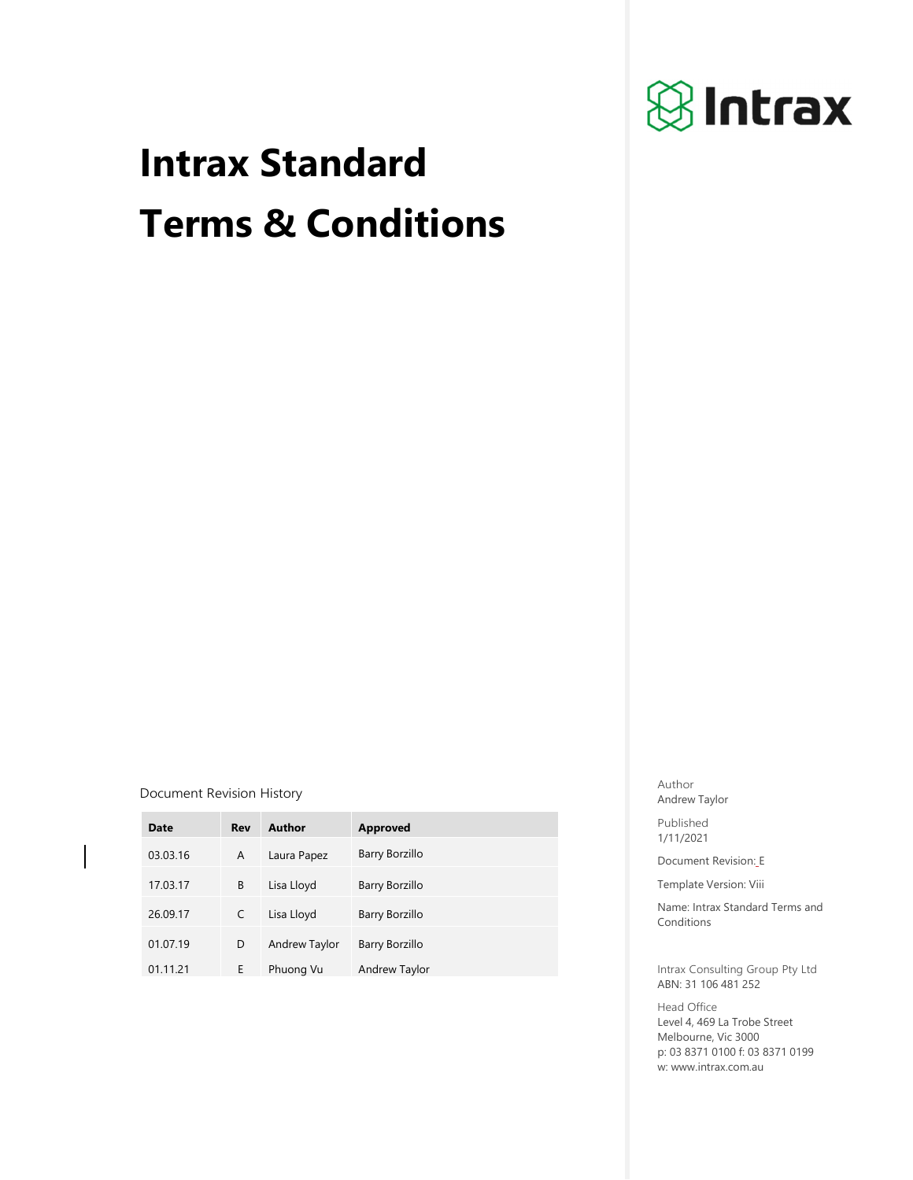Intrax

# Intrax Standard Terms & Conditions

Document Revision History

| Date | Rev | Author | Approved |
|---|---|---|---|
| 03.03.16 | A | Laura Papez | Barry Borzillo |
| 17.03.17 | B | Lisa Lloyd | Barry Borzillo |
| 26.09.17 | C | Lisa Lloyd | Barry Borzillo |
| 01.07.19 | D | Andrew Taylor | Barry Borzillo |
| 01.11.21 | E | Phuong Vu | Andrew Taylor |

Author
Andrew Taylor

Published
1/11/2021

Document Revision: E

Template Version: Viii

Name: Intrax Standard Terms and Conditions

Intrax Consulting Group Pty Ltd
ABN: 31 106 481 252

Head Office
Level 4, 469 La Trobe Street
Melbourne, Vic 3000
p: 03 8371 0100 f: 03 8371 0199
w: www.intrax.com.au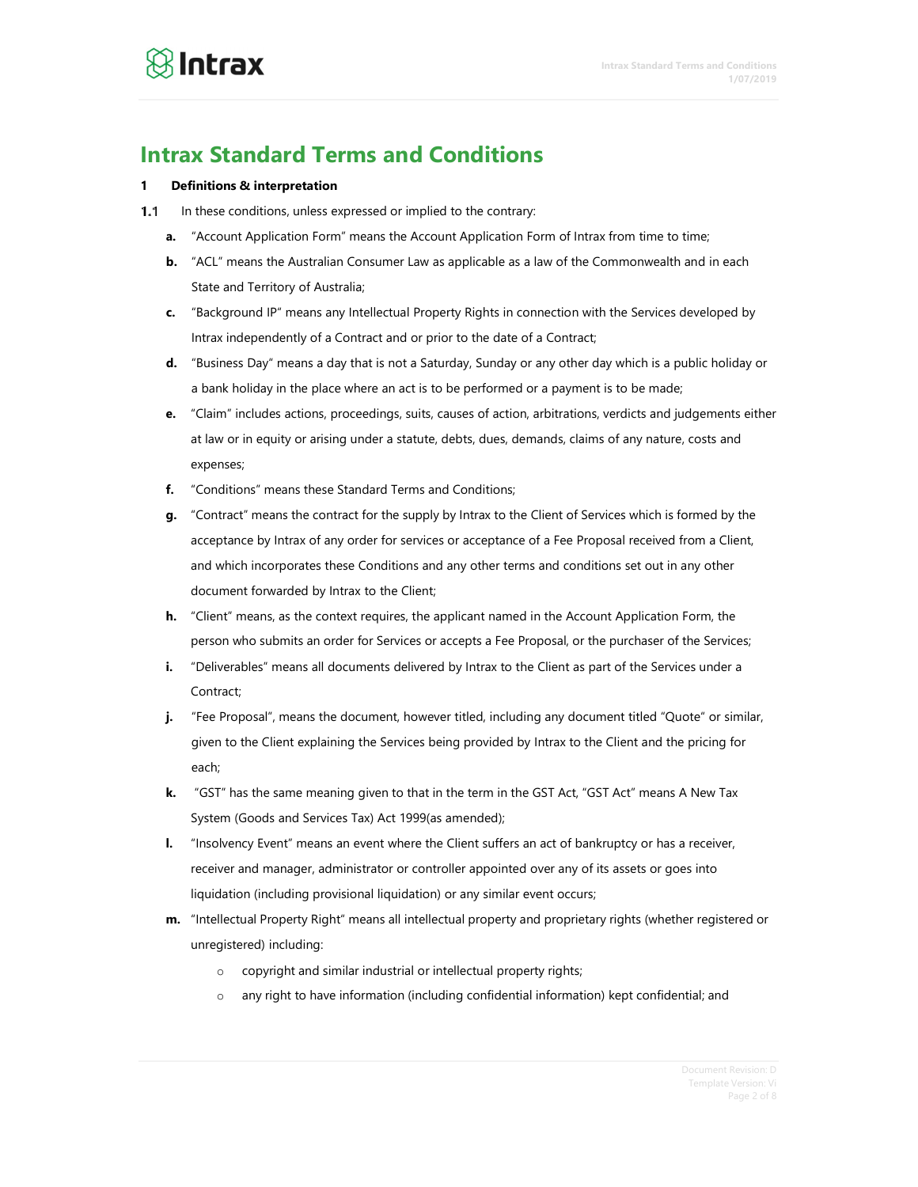# Intrax Standard Terms and Conditions

**1 Definitions & interpretation**

1.1 In these conditions, unless expressed or implied to the contrary:

- **a.** "Account Application Form" means the Account Application Form of Intrax from time to time;
- **b.** "ACL" means the Australian Consumer Law as applicable as a law of the Commonwealth and in each State and Territory of Australia;
- **c.** "Background IP" means any Intellectual Property Rights in connection with the Services developed by Intrax independently of a Contract and or prior to the date of a Contract;
- **d.** "Business Day" means a day that is not a Saturday, Sunday or any other day which is a public holiday or a bank holiday in the place where an act is to be performed or a payment is to be made;
- **e.** "Claim" includes actions, proceedings, suits, causes of action, arbitrations, verdicts and judgements either at law or in equity or arising under a statute, debts, dues, demands, claims of any nature, costs and expenses;
- **f.** "Conditions" means these Standard Terms and Conditions;
- **g.** "Contract" means the contract for the supply by Intrax to the Client of Services which is formed by the acceptance by Intrax of any order for services or acceptance of a Fee Proposal received from a Client, and which incorporates these Conditions and any other terms and conditions set out in any other document forwarded by Intrax to the Client;
- **h.** "Client" means, as the context requires, the applicant named in the Account Application Form, the person who submits an order for Services or accepts a Fee Proposal, or the purchaser of the Services;
- **i.** "Deliverables" means all documents delivered by Intrax to the Client as part of the Services under a Contract;
- **j.** "Fee Proposal", means the document, however titled, including any document titled "Quote" or similar, given to the Client explaining the Services being provided by Intrax to the Client and the pricing for each;
- **k.** "GST" has the same meaning given to that in the term in the GST Act, "GST Act" means A New Tax System (Goods and Services Tax) Act 1999(as amended);
- **l.** "Insolvency Event" means an event where the Client suffers an act of bankruptcy or has a receiver, receiver and manager, administrator or controller appointed over any of its assets or goes into liquidation (including provisional liquidation) or any similar event occurs;
- **m.** "Intellectual Property Right" means all intellectual property and proprietary rights (whether registered or unregistered) including:
  - copyright and similar industrial or intellectual property rights;
  - any right to have information (including confidential information) kept confidential; and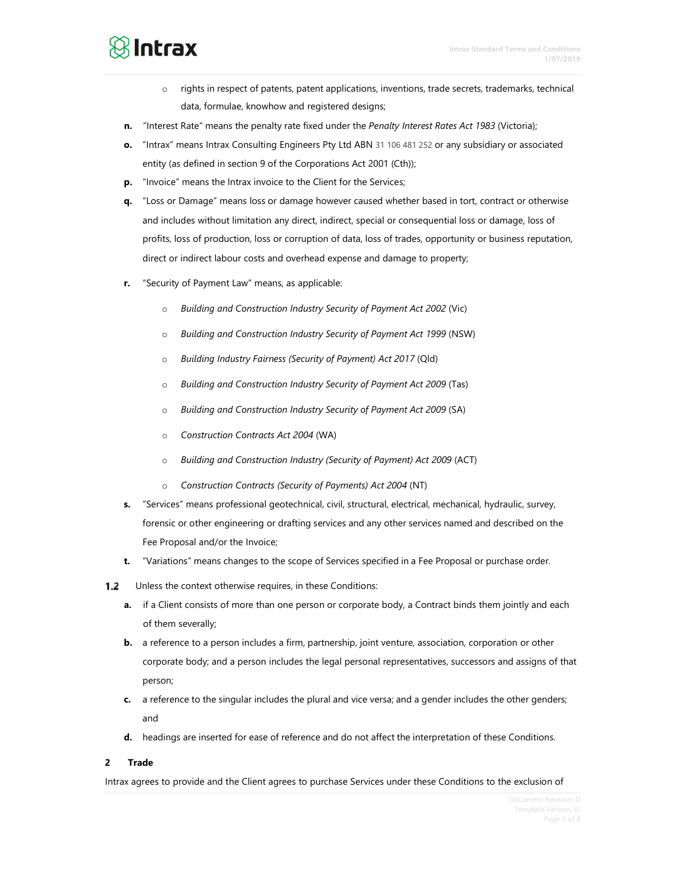- rights in respect of patents, patent applications, inventions, trade secrets, trademarks, technical data, formulae, knowhow and registered designs;

**n.** "Interest Rate" means the penalty rate fixed under the *Penalty Interest Rates Act 1983* (Victoria);

**o.** "Intrax" means Intrax Consulting Engineers Pty Ltd ABN 31 106 481 252 or any subsidiary or associated entity (as defined in section 9 of the Corporations Act 2001 (Cth));

**p.** "Invoice" means the Intrax invoice to the Client for the Services;

**q.** "Loss or Damage" means loss or damage however caused whether based in tort, contract or otherwise and includes without limitation any direct, indirect, special or consequential loss or damage, loss of profits, loss of production, loss or corruption of data, loss of trades, opportunity or business reputation, direct or indirect labour costs and overhead expense and damage to property;

**r.** "Security of Payment Law" means, as applicable:

- *Building and Construction Industry Security of Payment Act 2002* (Vic)
- *Building and Construction Industry Security of Payment Act 1999* (NSW)
- *Building Industry Fairness (Security of Payment) Act 2017* (Qld)
- *Building and Construction Industry Security of Payment Act 2009* (Tas)
- *Building and Construction Industry Security of Payment Act 2009* (SA)
- *Construction Contracts Act 2004* (WA)
- *Building and Construction Industry (Security of Payment) Act 2009* (ACT)
- *Construction Contracts (Security of Payments) Act 2004* (NT)

**s.** "Services" means professional geotechnical, civil, structural, electrical, mechanical, hydraulic, survey, forensic or other engineering or drafting services and any other services named and described on the Fee Proposal and/or the Invoice;

**t.** "Variations" means changes to the scope of Services specified in a Fee Proposal or purchase order.

**1.2** Unless the context otherwise requires, in these Conditions:

**a.** if a Client consists of more than one person or corporate body, a Contract binds them jointly and each of them severally;

**b.** a reference to a person includes a firm, partnership, joint venture, association, corporation or other corporate body; and a person includes the legal personal representatives, successors and assigns of that person;

**c.** a reference to the singular includes the plural and vice versa; and a gender includes the other genders; and

**d.** headings are inserted for ease of reference and do not affect the interpretation of these Conditions.

## 2 Trade

Intrax agrees to provide and the Client agrees to purchase Services under these Conditions to the exclusion of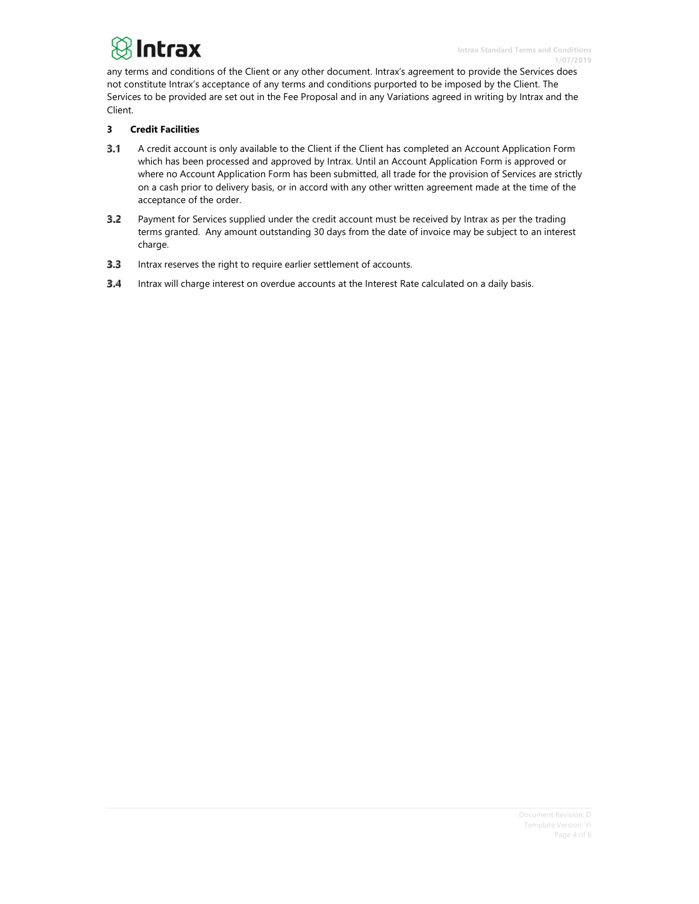any terms and conditions of the Client or any other document. Intrax's agreement to provide the Services does not constitute Intrax's acceptance of any terms and conditions purported to be imposed by the Client. The Services to be provided are set out in the Fee Proposal and in any Variations agreed in writing by Intrax and the Client.

## 3 Credit Facilities

**3.1** A credit account is only available to the Client if the Client has completed an Account Application Form which has been processed and approved by Intrax. Until an Account Application Form is approved or where no Account Application Form has been submitted, all trade for the provision of Services are strictly on a cash prior to delivery basis, or in accord with any other written agreement made at the time of the acceptance of the order.

**3.2** Payment for Services supplied under the credit account must be received by Intrax as per the trading terms granted. Any amount outstanding 30 days from the date of invoice may be subject to an interest charge.

**3.3** Intrax reserves the right to require earlier settlement of accounts.

**3.4** Intrax will charge interest on overdue accounts at the Interest Rate calculated on a daily basis.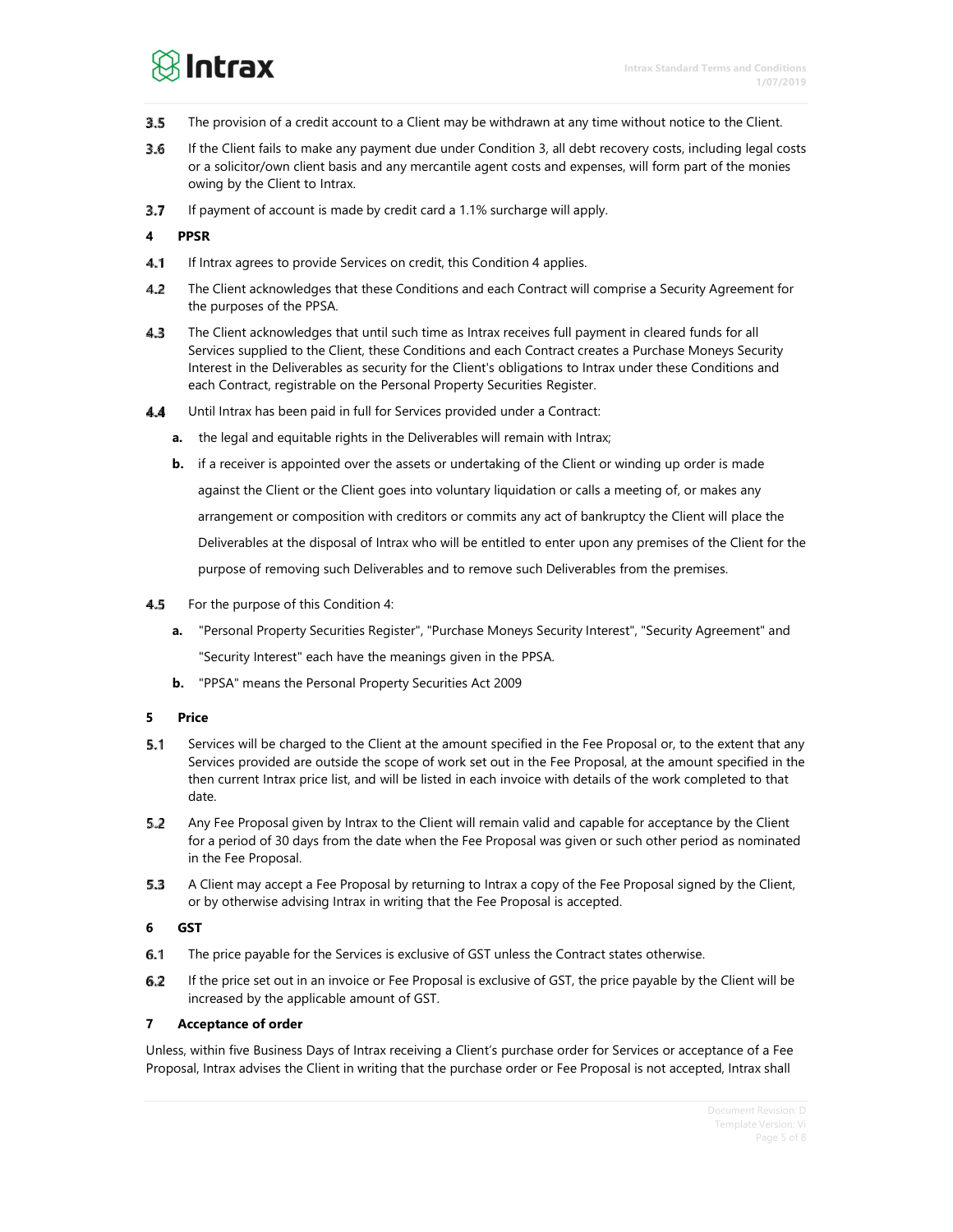3.5 The provision of a credit account to a Client may be withdrawn at any time without notice to the Client.

3.6 If the Client fails to make any payment due under Condition 3, all debt recovery costs, including legal costs or a solicitor/own client basis and any mercantile agent costs and expenses, will form part of the monies owing by the Client to Intrax.

3.7 If payment of account is made by credit card a 1.1% surcharge will apply.

## 4 PPSR

4.1 If Intrax agrees to provide Services on credit, this Condition 4 applies.

4.2 The Client acknowledges that these Conditions and each Contract will comprise a Security Agreement for the purposes of the PPSA.

4.3 The Client acknowledges that until such time as Intrax receives full payment in cleared funds for all Services supplied to the Client, these Conditions and each Contract creates a Purchase Moneys Security Interest in the Deliverables as security for the Client's obligations to Intrax under these Conditions and each Contract, registrable on the Personal Property Securities Register.

4.4 Until Intrax has been paid in full for Services provided under a Contract:

**a.** the legal and equitable rights in the Deliverables will remain with Intrax;

**b.** if a receiver is appointed over the assets or undertaking of the Client or winding up order is made against the Client or the Client goes into voluntary liquidation or calls a meeting of, or makes any arrangement or composition with creditors or commits any act of bankruptcy the Client will place the Deliverables at the disposal of Intrax who will be entitled to enter upon any premises of the Client for the purpose of removing such Deliverables and to remove such Deliverables from the premises.

4.5 For the purpose of this Condition 4:

**a.** "Personal Property Securities Register", "Purchase Moneys Security Interest", "Security Agreement" and "Security Interest" each have the meanings given in the PPSA.

**b.** "PPSA" means the Personal Property Securities Act 2009

## 5 Price

5.1 Services will be charged to the Client at the amount specified in the Fee Proposal or, to the extent that any Services provided are outside the scope of work set out in the Fee Proposal, at the amount specified in the then current Intrax price list, and will be listed in each invoice with details of the work completed to that date.

5.2 Any Fee Proposal given by Intrax to the Client will remain valid and capable for acceptance by the Client for a period of 30 days from the date when the Fee Proposal was given or such other period as nominated in the Fee Proposal.

5.3 A Client may accept a Fee Proposal by returning to Intrax a copy of the Fee Proposal signed by the Client, or by otherwise advising Intrax in writing that the Fee Proposal is accepted.

## 6 GST

6.1 The price payable for the Services is exclusive of GST unless the Contract states otherwise.

6.2 If the price set out in an invoice or Fee Proposal is exclusive of GST, the price payable by the Client will be increased by the applicable amount of GST.

## 7 Acceptance of order

Unless, within five Business Days of Intrax receiving a Client's purchase order for Services or acceptance of a Fee Proposal, Intrax advises the Client in writing that the purchase order or Fee Proposal is not accepted, Intrax shall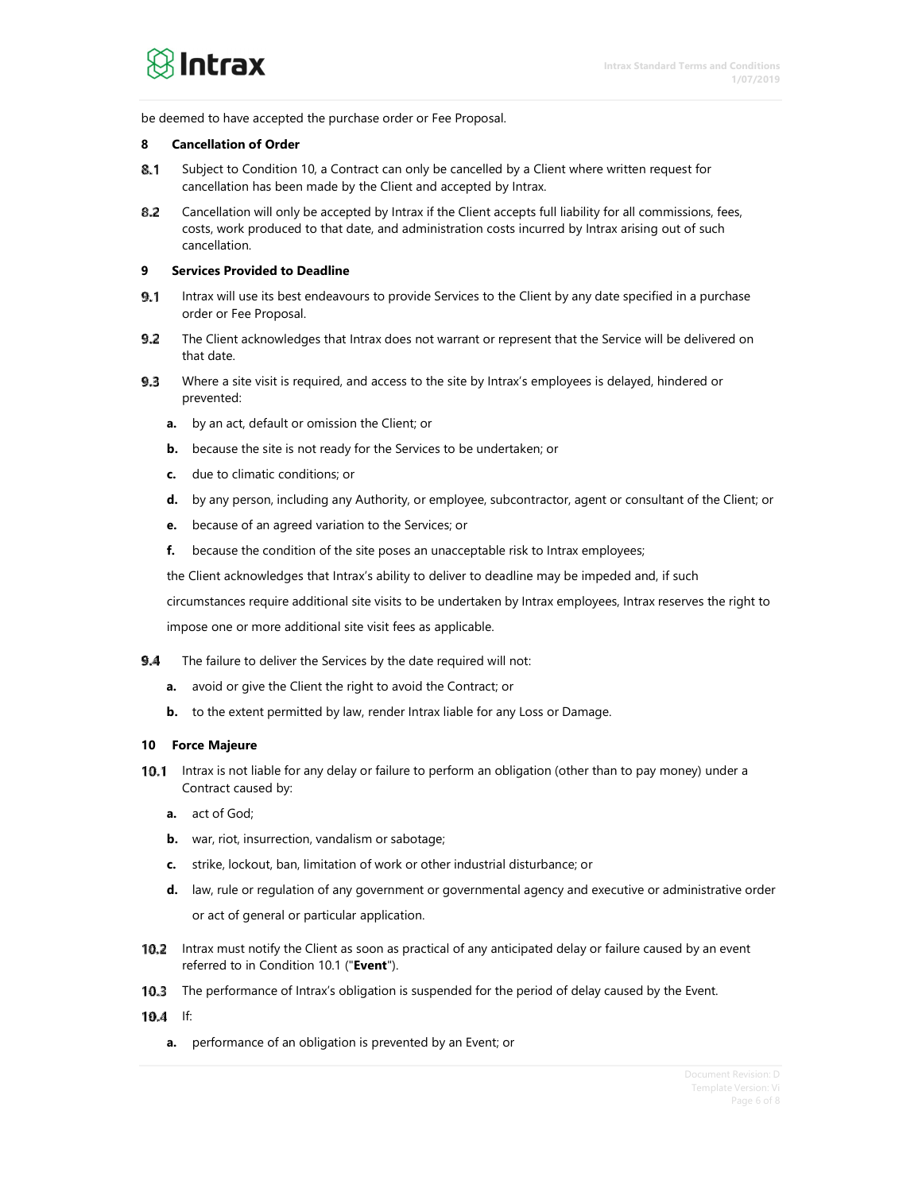be deemed to have accepted the purchase order or Fee Proposal.

**8 Cancellation of Order**

**8.1** Subject to Condition 10, a Contract can only be cancelled by a Client where written request for cancellation has been made by the Client and accepted by Intrax.

**8.2** Cancellation will only be accepted by Intrax if the Client accepts full liability for all commissions, fees, costs, work produced to that date, and administration costs incurred by Intrax arising out of such cancellation.

**9 Services Provided to Deadline**

**9.1** Intrax will use its best endeavours to provide Services to the Client by any date specified in a purchase order or Fee Proposal.

**9.2** The Client acknowledges that Intrax does not warrant or represent that the Service will be delivered on that date.

**9.3** Where a site visit is required, and access to the site by Intrax's employees is delayed, hindered or prevented:

- **a.** by an act, default or omission the Client; or
- **b.** because the site is not ready for the Services to be undertaken; or
- **c.** due to climatic conditions; or
- **d.** by any person, including any Authority, or employee, subcontractor, agent or consultant of the Client; or
- **e.** because of an agreed variation to the Services; or
- **f.** because the condition of the site poses an unacceptable risk to Intrax employees;

the Client acknowledges that Intrax's ability to deliver to deadline may be impeded and, if such circumstances require additional site visits to be undertaken by Intrax employees, Intrax reserves the right to impose one or more additional site visit fees as applicable.

**9.4** The failure to deliver the Services by the date required will not:

- **a.** avoid or give the Client the right to avoid the Contract; or
- **b.** to the extent permitted by law, render Intrax liable for any Loss or Damage.

**10 Force Majeure**

**10.1** Intrax is not liable for any delay or failure to perform an obligation (other than to pay money) under a Contract caused by:

- **a.** act of God;
- **b.** war, riot, insurrection, vandalism or sabotage;
- **c.** strike, lockout, ban, limitation of work or other industrial disturbance; or
- **d.** law, rule or regulation of any government or governmental agency and executive or administrative order or act of general or particular application.

**10.2** Intrax must notify the Client as soon as practical of any anticipated delay or failure caused by an event referred to in Condition 10.1 ("**Event**").

**10.3** The performance of Intrax's obligation is suspended for the period of delay caused by the Event.

**10.4** If:

- **a.** performance of an obligation is prevented by an Event; or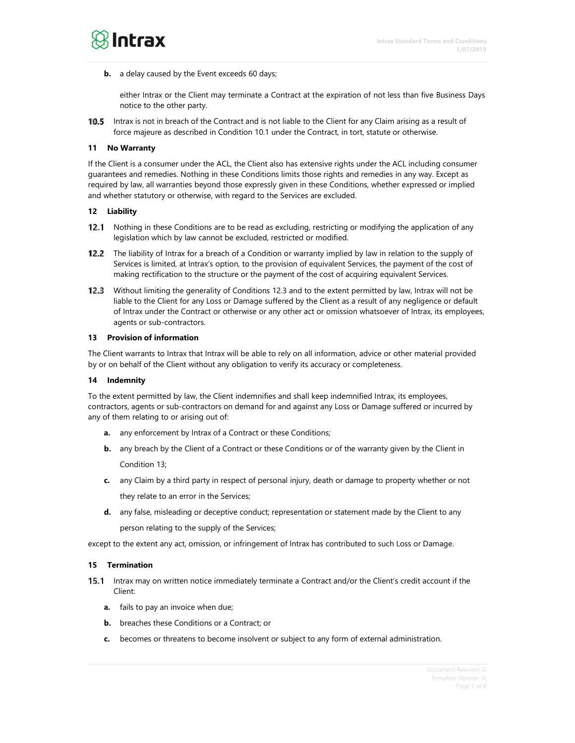**b.** a delay caused by the Event exceeds 60 days;

either Intrax or the Client may terminate a Contract at the expiration of not less than five Business Days notice to the other party.

**10.5** Intrax is not in breach of the Contract and is not liable to the Client for any Claim arising as a result of force majeure as described in Condition 10.1 under the Contract, in tort, statute or otherwise.

### 11 No Warranty

If the Client is a consumer under the ACL, the Client also has extensive rights under the ACL including consumer guarantees and remedies. Nothing in these Conditions limits those rights and remedies in any way. Except as required by law, all warranties beyond those expressly given in these Conditions, whether expressed or implied and whether statutory or otherwise, with regard to the Services are excluded.

### 12 Liability

**12.1** Nothing in these Conditions are to be read as excluding, restricting or modifying the application of any legislation which by law cannot be excluded, restricted or modified.

**12.2** The liability of Intrax for a breach of a Condition or warranty implied by law in relation to the supply of Services is limited, at Intrax's option, to the provision of equivalent Services, the payment of the cost of making rectification to the structure or the payment of the cost of acquiring equivalent Services.

**12.3** Without limiting the generality of Conditions 12.3 and to the extent permitted by law, Intrax will not be liable to the Client for any Loss or Damage suffered by the Client as a result of any negligence or default of Intrax under the Contract or otherwise or any other act or omission whatsoever of Intrax, its employees, agents or sub-contractors.

### 13 Provision of information

The Client warrants to Intrax that Intrax will be able to rely on all information, advice or other material provided by or on behalf of the Client without any obligation to verify its accuracy or completeness.

### 14 Indemnity

To the extent permitted by law, the Client indemnifies and shall keep indemnified Intrax, its employees, contractors, agents or sub-contractors on demand for and against any Loss or Damage suffered or incurred by any of them relating to or arising out of:

**a.** any enforcement by Intrax of a Contract or these Conditions;

**b.** any breach by the Client of a Contract or these Conditions or of the warranty given by the Client in Condition 13;

**c.** any Claim by a third party in respect of personal injury, death or damage to property whether or not they relate to an error in the Services;

**d.** any false, misleading or deceptive conduct; representation or statement made by the Client to any person relating to the supply of the Services;

except to the extent any act, omission, or infringement of Intrax has contributed to such Loss or Damage.

### 15 Termination

**15.1** Intrax may on written notice immediately terminate a Contract and/or the Client's credit account if the Client:

**a.** fails to pay an invoice when due;

**b.** breaches these Conditions or a Contract; or

**c.** becomes or threatens to become insolvent or subject to any form of external administration.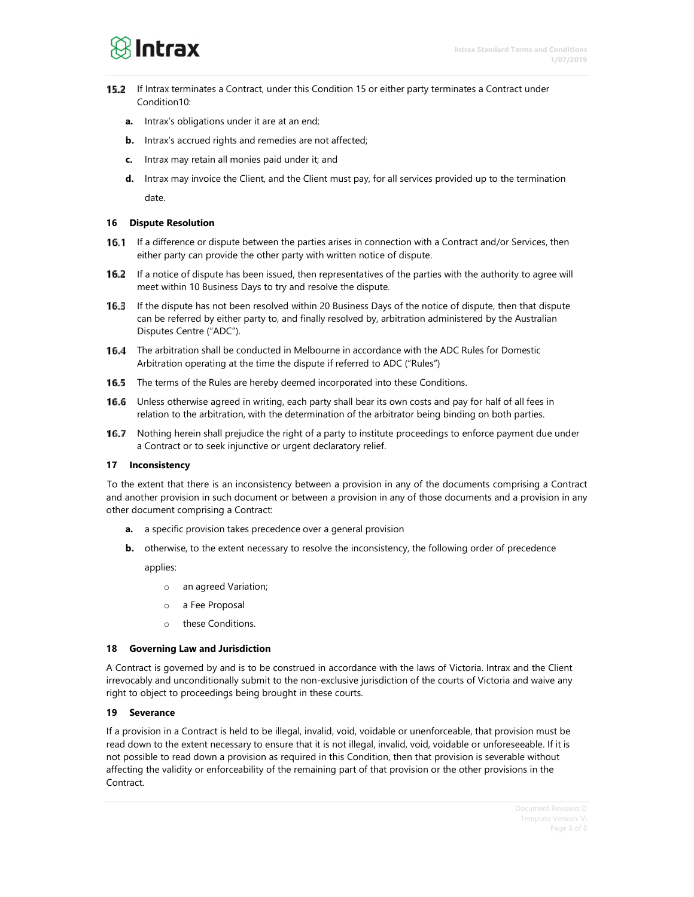**15.2** If Intrax terminates a Contract, under this Condition 15 or either party terminates a Contract under Condition10:

**a.** Intrax's obligations under it are at an end;

**b.** Intrax's accrued rights and remedies are not affected;

**c.** Intrax may retain all monies paid under it; and

**d.** Intrax may invoice the Client, and the Client must pay, for all services provided up to the termination date.

### 16 Dispute Resolution

**16.1** If a difference or dispute between the parties arises in connection with a Contract and/or Services, then either party can provide the other party with written notice of dispute.

**16.2** If a notice of dispute has been issued, then representatives of the parties with the authority to agree will meet within 10 Business Days to try and resolve the dispute.

**16.3** If the dispute has not been resolved within 20 Business Days of the notice of dispute, then that dispute can be referred by either party to, and finally resolved by, arbitration administered by the Australian Disputes Centre ("ADC").

**16.4** The arbitration shall be conducted in Melbourne in accordance with the ADC Rules for Domestic Arbitration operating at the time the dispute if referred to ADC ("Rules")

**16.5** The terms of the Rules are hereby deemed incorporated into these Conditions.

**16.6** Unless otherwise agreed in writing, each party shall bear its own costs and pay for half of all fees in relation to the arbitration, with the determination of the arbitrator being binding on both parties.

**16.7** Nothing herein shall prejudice the right of a party to institute proceedings to enforce payment due under a Contract or to seek injunctive or urgent declaratory relief.

### 17 Inconsistency

To the extent that there is an inconsistency between a provision in any of the documents comprising a Contract and another provision in such document or between a provision in any of those documents and a provision in any other document comprising a Contract:

**a.** a specific provision takes precedence over a general provision

**b.** otherwise, to the extent necessary to resolve the inconsistency, the following order of precedence applies:

- an agreed Variation;
- a Fee Proposal
- these Conditions.

### 18 Governing Law and Jurisdiction

A Contract is governed by and is to be construed in accordance with the laws of Victoria. Intrax and the Client irrevocably and unconditionally submit to the non-exclusive jurisdiction of the courts of Victoria and waive any right to object to proceedings being brought in these courts.

### 19 Severance

If a provision in a Contract is held to be illegal, invalid, void, voidable or unenforceable, that provision must be read down to the extent necessary to ensure that it is not illegal, invalid, void, voidable or unforeseeable. If it is not possible to read down a provision as required in this Condition, then that provision is severable without affecting the validity or enforceability of the remaining part of that provision or the other provisions in the Contract.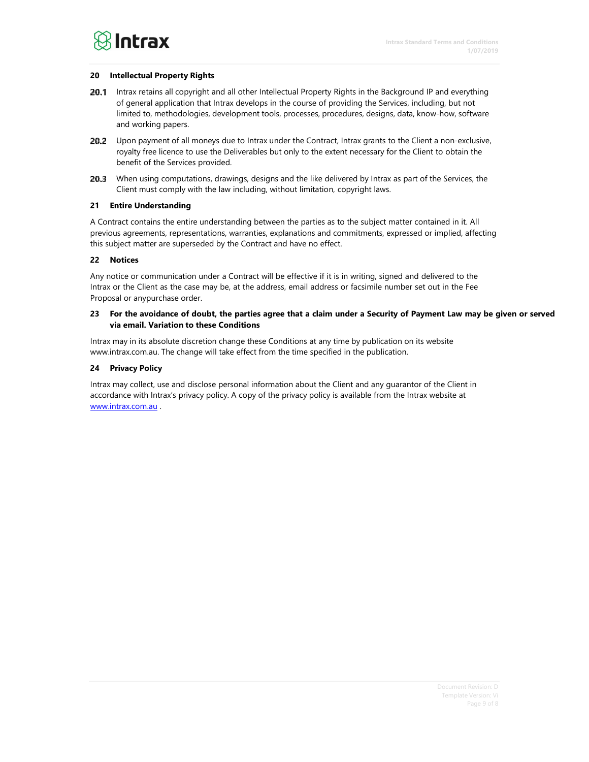## 20 Intellectual Property Rights

**20.1** Intrax retains all copyright and all other Intellectual Property Rights in the Background IP and everything of general application that Intrax develops in the course of providing the Services, including, but not limited to, methodologies, development tools, processes, procedures, designs, data, know-how, software and working papers.

**20.2** Upon payment of all moneys due to Intrax under the Contract, Intrax grants to the Client a non-exclusive, royalty free licence to use the Deliverables but only to the extent necessary for the Client to obtain the benefit of the Services provided.

**20.3** When using computations, drawings, designs and the like delivered by Intrax as part of the Services, the Client must comply with the law including, without limitation, copyright laws.

## 21 Entire Understanding

A Contract contains the entire understanding between the parties as to the subject matter contained in it. All previous agreements, representations, warranties, explanations and commitments, expressed or implied, affecting this subject matter are superseded by the Contract and have no effect.

## 22 Notices

Any notice or communication under a Contract will be effective if it is in writing, signed and delivered to the Intrax or the Client as the case may be, at the address, email address or facsimile number set out in the Fee Proposal or anypurchase order.

## 23 For the avoidance of doubt, the parties agree that a claim under a Security of Payment Law may be given or served via email. Variation to these Conditions

Intrax may in its absolute discretion change these Conditions at any time by publication on its website www.intrax.com.au. The change will take effect from the time specified in the publication.

## 24 Privacy Policy

Intrax may collect, use and disclose personal information about the Client and any guarantor of the Client in accordance with Intrax's privacy policy. A copy of the privacy policy is available from the Intrax website at www.intrax.com.au .